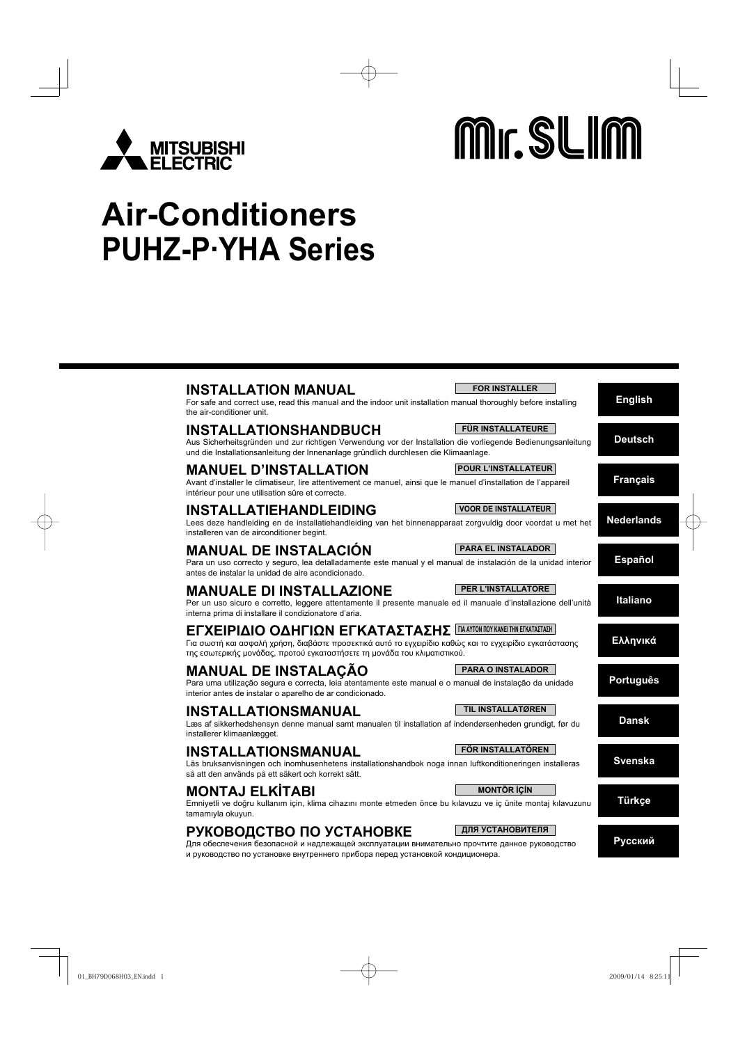MITSUBISHI ELECTRIC

Mr.SLIM

# Air-Conditioners PUHZ-P·YHA Series

## INSTALLATION MANUAL

**FOR INSTALLER**

For safe and correct use, read this manual and the indoor unit installation manual thoroughly before installing the air-conditioner unit.

**English**

## INSTALLATIONSHANDBUCH

**FÜR INSTALLATEURE**

Aus Sicherheitsgründen und zur richtigen Verwendung vor der Installation die vorliegende Bedienungsanleitung und die Installationsanleitung der Innenanlage gründlich durchlesen die Klimaanlage.

**Deutsch**

## MANUEL D'INSTALLATION

**POUR L'INSTALLATEUR**

Avant d'installer le climatiseur, lire attentivement ce manuel, ainsi que le manuel d'installation de l'appareil intérieur pour une utilisation sûre et correcte.

**Français**

## INSTALLATIEHANDLEIDING

**VOOR DE INSTALLATEUR**

Lees deze handleiding en de installatiehandleiding van het binnenapparaat zorgvuldig door voordat u met het installeren van de airconditioner begint.

**Nederlands**

## MANUAL DE INSTALACIÓN

**PARA EL INSTALADOR**

Para un uso correcto y seguro, lea detalladamente este manual y el manual de instalación de la unidad interior antes de instalar la unidad de aire acondicionado.

**Español**

## MANUALE DI INSTALLAZIONE

**PER L'INSTALLATORE**

Per un uso sicuro e corretto, leggere attentamente il presente manuale ed il manuale d'installazione dell'unità interna prima di installare il condizionatore d'aria.

**Italiano**

## ΕΓΧΕΙΡΙΔΙΟ ΟΔΗΓΙΩΝ ΕΓΚΑΤΑΣΤΑΣΗΣ

**ΓΙΑ ΑΥΤΟΝ ΠΟΥ ΚΑΝΕΙ ΤΗΝ ΕΓΚΑΤΑΣΤΑΣΗ**

Για σωστή και ασφαλή χρήση, διαβάστε προσεκτικά αυτό το εγχειρίδιο καθώς και το εγχειρίδιο εγκατάστασης της εσωτερικής μονάδας, προτού εγκαταστήσετε τη μονάδα του κλιματιστικού.

**Ελληνικά**

## MANUAL DE INSTALAÇÃO

**PARA O INSTALADOR**

Para uma utilização segura e correcta, leia atentamente este manual e o manual de instalação da unidade interior antes de instalar o aparelho de ar condicionado.

**Português**

## INSTALLATIONSMANUAL

**TIL INSTALLATØREN**

Læs af sikkerhedshensyn denne manual samt manualen til installation af indendørsenheden grundigt, før du installerer klimaanlægget.

**Dansk**

## INSTALLATIONSMANUAL

**FÖR INSTALLATÖREN**

Läs bruksanvisningen och inomhusenhetens installationshandbok noga innan luftkonditioneringen installeras så att den används på ett säkert och korrekt sätt.

**Svenska**

## MONTAJ ELKİTABI

**MONTÖR İÇİN**

Emniyetli ve doğru kullanım için, klima cihazını monte etmeden önce bu kılavuzu ve iç ünite montaj kılavuzunu tamamıyla okuyun.

**Türkçe**

## РУКОВОДСТВО ПО УСТАНОВКЕ

**ДЛЯ УСТАНОВИТЕЛЯ**

Для обеспечения безопасной и надлежащей эксплуатации внимательно прочтите данное руководство и руководство по установке внутреннего прибора перед установкой кондиционера.

**Русский**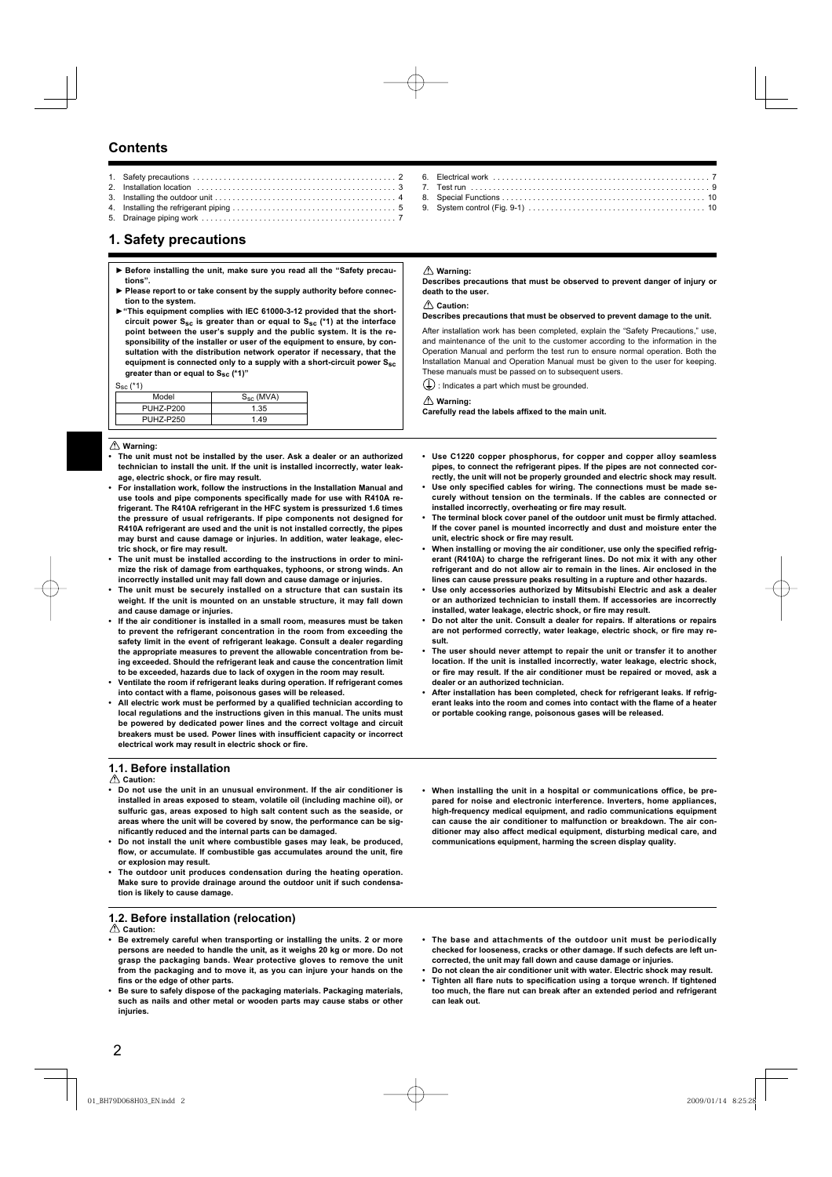# Contents

1. Safety precautions ............................................ 2
2. Installation location ............................................ 3
3. Installing the outdoor unit ............................................ 4
4. Installing the refrigerant piping ............................................ 5
5. Drainage piping work ............................................ 7
6. Electrical work ............................................ 7
7. Test run ............................................ 9
8. Special Functions ............................................ 10
9. System control (Fig. 9-1) ............................................ 10

# 1. Safety precautions

- ► **Before installing the unit, make sure you read all the "Safety precautions".**
- ► **Please report to or take consent by the supply authority before connection to the system.**
- ► **"This equipment complies with IEC 61000-3-12 provided that the short-circuit power $S_{sc}$ is greater than or equal to $S_{sc}$ (*1) at the interface point between the user's supply and the public system. It is the responsibility of the installer or user of the equipment to ensure, by consultation with the distribution network operator if necessary, that the equipment is connected only to a supply with a short-circuit power $S_{sc}$ greater than or equal to $S_{sc}$ (*1)"**

$S_{SC}$ (*1)

| Model | $S_{sc}$ (MVA) |
|---|---|
| PUHZ-P200 | 1.35 |
| PUHZ-P250 | 1.49 |

⚠ **Warning:**
**Describes precautions that must be observed to prevent danger of injury or death to the user.**

⚠ **Caution:**
**Describes precautions that must be observed to prevent damage to the unit.**

After installation work has been completed, explain the "Safety Precautions," use, and maintenance of the unit to the customer according to the information in the Operation Manual and perform the test run to ensure normal operation. Both the Installation Manual and Operation Manual must be given to the user for keeping. These manuals must be passed on to subsequent users.

⏚ : Indicates a part which must be grounded.

⚠ **Warning:**
**Carefully read the labels affixed to the main unit.**

⚠ **Warning:**

- **The unit must not be installed by the user. Ask a dealer or an authorized technician to install the unit. If the unit is installed incorrectly, water leakage, electric shock, or fire may result.**
- **For installation work, follow the instructions in the Installation Manual and use tools and pipe components specifically made for use with R410A refrigerant. The R410A refrigerant in the HFC system is pressurized 1.6 times the pressure of usual refrigerants. If pipe components not designed for R410A refrigerant are used and the unit is not installed correctly, the pipes may burst and cause damage or injuries. In addition, water leakage, electric shock, or fire may result.**
- **The unit must be installed according to the instructions in order to minimize the risk of damage from earthquakes, typhoons, or strong winds. An incorrectly installed unit may fall down and cause damage or injuries.**
- **The unit must be securely installed on a structure that can sustain its weight. If the unit is mounted on an unstable structure, it may fall down and cause damage or injuries.**
- **If the air conditioner is installed in a small room, measures must be taken to prevent the refrigerant concentration in the room from exceeding the safety limit in the event of refrigerant leakage. Consult a dealer regarding the appropriate measures to prevent the allowable concentration from being exceeded. Should the refrigerant leak and cause the concentration limit to be exceeded, hazards due to lack of oxygen in the room may result.**
- **Ventilate the room if refrigerant leaks during operation. If refrigerant comes into contact with a flame, poisonous gases will be released.**
- **All electric work must be performed by a qualified technician according to local regulations and the instructions given in this manual. The units must be powered by dedicated power lines and the correct voltage and circuit breakers must be used. Power lines with insufficient capacity or incorrect electrical work may result in electric shock or fire.**
- **Use C1220 copper phosphorus, for copper and copper alloy seamless pipes, to connect the refrigerant pipes. If the pipes are not connected correctly, the unit will not be properly grounded and electric shock may result.**
- **Use only specified cables for wiring. The connections must be made securely without tension on the terminals. If the cables are connected or installed incorrectly, overheating or fire may result.**
- **The terminal block cover panel of the outdoor unit must be firmly attached. If the cover panel is mounted incorrectly and dust and moisture enter the unit, electric shock or fire may result.**
- **When installing or moving the air conditioner, use only the specified refrigerant (R410A) to charge the refrigerant lines. Do not mix it with any other refrigerant and do not allow air to remain in the lines. Air enclosed in the lines can cause pressure peaks resulting in a rupture and other hazards.**
- **Use only accessories authorized by Mitsubishi Electric and ask a dealer or an authorized technician to install them. If accessories are incorrectly installed, water leakage, electric shock, or fire may result.**
- **Do not alter the unit. Consult a dealer for repairs. If alterations or repairs are not performed correctly, water leakage, electric shock, or fire may result.**
- **The user should never attempt to repair the unit or transfer it to another location. If the unit is installed incorrectly, water leakage, electric shock, or fire may result. If the air conditioner must be repaired or moved, ask a dealer or an authorized technician.**
- **After installation has been completed, check for refrigerant leaks. If refrigerant leaks into the room and comes into contact with the flame of a heater or portable cooking range, poisonous gases will be released.**

## 1.1. Before installation

⚠ **Caution:**

- **Do not use the unit in an unusual environment. If the air conditioner is installed in areas exposed to steam, volatile oil (including machine oil), or sulfuric gas, areas exposed to high salt content such as the seaside, or areas where the unit will be covered by snow, the performance can be significantly reduced and the internal parts can be damaged.**
- **Do not install the unit where combustible gases may leak, be produced, flow, or accumulate. If combustible gas accumulates around the unit, fire or explosion may result.**
- **The outdoor unit produces condensation during the heating operation. Make sure to provide drainage around the outdoor unit if such condensation is likely to cause damage.**
- **When installing the unit in a hospital or communications office, be prepared for noise and electronic interference. Inverters, home appliances, high-frequency medical equipment, and radio communications equipment can cause the air conditioner to malfunction or breakdown. The air conditioner may also affect medical equipment, disturbing medical care, and communications equipment, harming the screen display quality.**

## 1.2. Before installation (relocation)

⚠ **Caution:**

- **Be extremely careful when transporting or installing the units. 2 or more persons are needed to handle the unit, as it weighs 20 kg or more. Do not grasp the packaging bands. Wear protective gloves to remove the unit from the packaging and to move it, as you can injure your hands on the fins or the edge of other parts.**
- **Be sure to safely dispose of the packaging materials. Packaging materials, such as nails and other metal or wooden parts may cause stabs or other injuries.**
- **The base and attachments of the outdoor unit must be periodically checked for looseness, cracks or other damage. If such defects are left uncorrected, the unit may fall down and cause damage or injuries.**
- **Do not clean the air conditioner unit with water. Electric shock may result.**
- **Tighten all flare nuts to specification using a torque wrench. If tightened too much, the flare nut can break after an extended period and refrigerant can leak out.**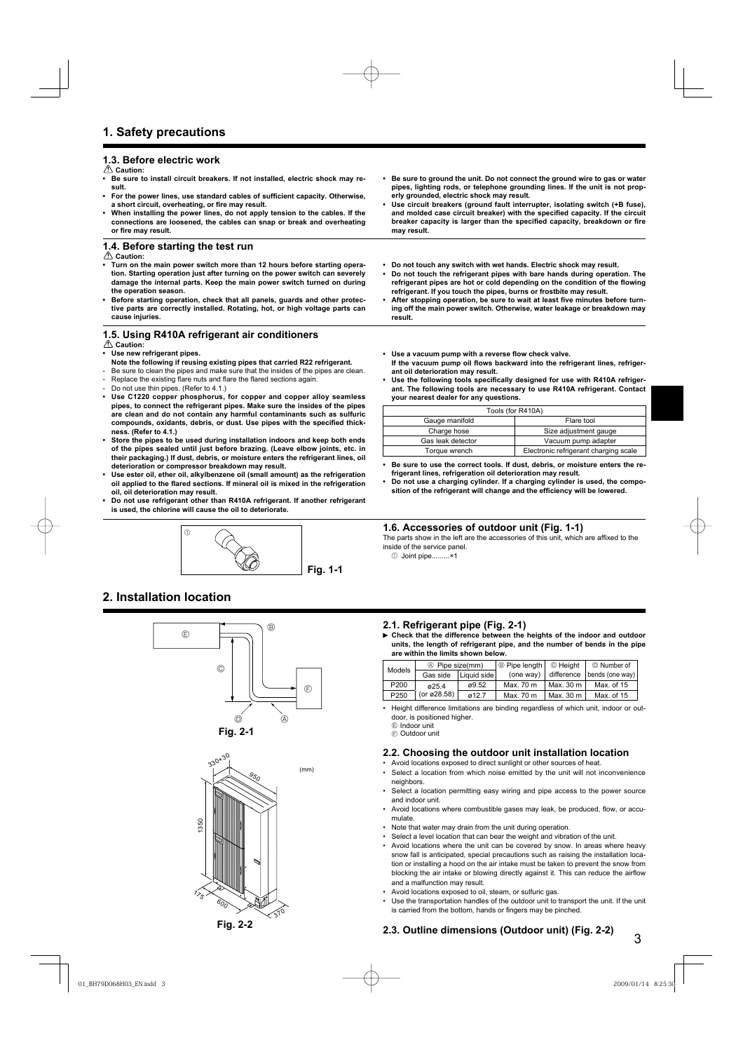# 1. Safety precautions

### 1.3. Before electric work

⚠ Caution:

- **Be sure to install circuit breakers. If not installed, electric shock may result.**
- **For the power lines, use standard cables of sufficient capacity. Otherwise, a short circuit, overheating, or fire may result.**
- **When installing the power lines, do not apply tension to the cables. If the connections are loosened, the cables can snap or break and overheating or fire may result.**
- **Be sure to ground the unit. Do not connect the ground wire to gas or water pipes, lighting rods, or telephone grounding lines. If the unit is not properly grounded, electric shock may result.**
- **Use circuit breakers (ground fault interrupter, isolating switch (+B fuse), and molded case circuit breaker) with the specified capacity. If the circuit breaker capacity is larger than the specified capacity, breakdown or fire may result.**

### 1.4. Before starting the test run

⚠ Caution:

- **Turn on the main power switch more than 12 hours before starting operation. Starting operation just after turning on the power switch can severely damage the internal parts. Keep the main power switch turned on during the operation season.**
- **Before starting operation, check that all panels, guards and other protective parts are correctly installed. Rotating, hot, or high voltage parts can cause injuries.**
- **Do not touch any switch with wet hands. Electric shock may result.**
- **Do not touch the refrigerant pipes with bare hands during operation. The refrigerant pipes are hot or cold depending on the condition of the flowing refrigerant. If you touch the pipes, burns or frostbite may result.**
- **After stopping operation, be sure to wait at least five minutes before turning off the main power switch. Otherwise, water leakage or breakdown may result.**

### 1.5. Using R410A refrigerant air conditioners

⚠ Caution:

- **Use new refrigerant pipes.**
  **Note the following if reusing existing pipes that carried R22 refrigerant.**
  - Be sure to clean the pipes and make sure that the insides of the pipes are clean.
  - Replace the existing flare nuts and flare the flared sections again.
  - Do not use thin pipes. (Refer to 4.1.)
- **Use C1220 copper phosphorus, for copper and copper alloy seamless pipes, to connect the refrigerant pipes. Make sure the insides of the pipes are clean and do not contain any harmful contaminants such as sulfuric compounds, oxidants, debris, or dust. Use pipes with the specified thickness. (Refer to 4.1.)**
- **Store the pipes to be used during installation indoors and keep both ends of the pipes sealed until just before brazing. (Leave elbow joints, etc. in their packaging.) If dust, debris, or moisture enters the refrigerant lines, oil deterioration or compressor breakdown may result.**
- **Use ester oil, ether oil, alkylbenzene oil (small amount) as the refrigeration oil applied to the flared sections. If mineral oil is mixed in the refrigeration oil, oil deterioration may result.**
- **Do not use refrigerant other than R410A refrigerant. If another refrigerant is used, the chlorine will cause the oil to deteriorate.**
- **Use a vacuum pump with a reverse flow check valve.**
  **If the vacuum pump oil flows backward into the refrigerant lines, refrigerant oil deterioration may result.**
- **Use the following tools specifically designed for use with R410A refrigerant. The following tools are necessary to use R410A refrigerant. Contact your nearest dealer for any questions.**

| Tools (for R410A) | |
|---|---|
| Gauge manifold | Flare tool |
| Charge hose | Size adjustment gauge |
| Gas leak detector | Vacuum pump adapter |
| Torque wrench | Electronic refrigerant charging scale |

- **Be sure to use the correct tools. If dust, debris, or moisture enters the refrigerant lines, refrigeration oil deterioration may result.**
- **Do not use a charging cylinder. If a charging cylinder is used, the composition of the refrigerant will change and the efficiency will be lowered.**

### 1.6. Accessories of outdoor unit (Fig. 1-1)

The parts show in the left are the accessories of this unit, which are affixed to the inside of the service panel.

① Joint pipe.........×1

Fig. 1-1

# 2. Installation location

### 2.1. Refrigerant pipe (Fig. 2-1)

► **Check that the difference between the heights of the indoor and outdoor units, the length of refrigerant pipe, and the number of bends in the pipe are within the limits shown below.**

| Models | Ⓐ Pipe size(mm) | | Ⓑ Pipe length (one way) | Ⓒ Height difference | Ⓓ Number of bends (one way) |
|---|---|---|---|---|---|
| | Gas side | Liquid side | | | |
| P200 | ø25.4 (or ø28.58) | ø9.52 | Max. 70 m | Max. 30 m | Max. of 15 |
| P250 | | ø12.7 | Max. 70 m | Max. 30 m | Max. of 15 |

- Height difference limitations are binding regardless of which unit, indoor or outdoor, is positioned higher.

Ⓔ Indoor unit
Ⓕ Outdoor unit

Fig. 2-1

### 2.2. Choosing the outdoor unit installation location

- Avoid locations exposed to direct sunlight or other sources of heat.
- Select a location from which noise emitted by the unit will not inconvenience neighbors.
- Select a location permitting easy wiring and pipe access to the power source and indoor unit.
- Avoid locations where combustible gases may leak, be produced, flow, or accumulate.
- Note that water may drain from the unit during operation.
- Select a level location that can bear the weight and vibration of the unit.
- Avoid locations where the unit can be covered by snow. In areas where heavy snow fall is anticipated, special precautions such as raising the installation location or installing a hood on the air intake must be taken to prevent the snow from blocking the air intake or blowing directly against it. This can reduce the airflow and a malfunction may result.
- Avoid locations exposed to oil, steam, or sulfuric gas.
- Use the transportation handles of the outdoor unit to transport the unit. If the unit is carried from the bottom, hands or fingers may be pinched.

### 2.3. Outline dimensions (Outdoor unit) (Fig. 2-2)

(mm)

330+30, 950, 1350, 175, 600, 370

Fig. 2-2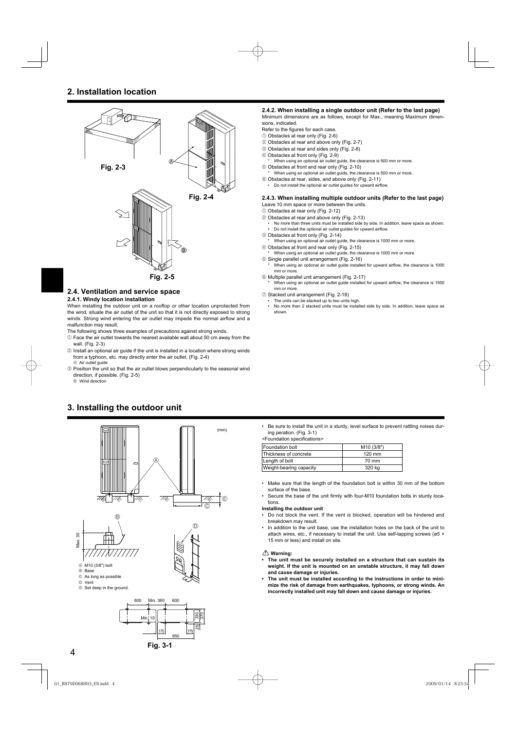## 2. Installation location

Fig. 2-3

Fig. 2-4

Fig. 2-5

### 2.4. Ventilation and service space

#### 2.4.1. Windy location installation

When installing the outdoor unit on a rooftop or other location unprotected from the wind, situate the air outlet of the unit so that it is not directly exposed to strong winds. Strong wind entering the air outlet may impede the normal airflow and a malfunction may result.

The following shows three examples of precautions against strong winds.

① Face the air outlet towards the nearest available wall about 50 cm away from the wall. (Fig. 2-3)

② Install an optional air guide if the unit is installed in a location where strong winds from a typhoon, etc. may directly enter the air outlet. (Fig. 2-4)
Ⓐ Air outlet guide

③ Position the unit so that the air outlet blows perpendicularly to the seasonal wind direction, if possible. (Fig. 2-5)
Ⓑ Wind direction

#### 2.4.2. When installing a single outdoor unit (Refer to the last page)

Minimum dimensions are as follows, except for Max., meaning Maximum dimensions, indicated.

Refer to the figures for each case.

① Obstacles at rear only (Fig. 2-6)
② Obstacles at rear and above only (Fig. 2-7)
③ Obstacles at rear and sides only (Fig. 2-8)
④ Obstacles at front only (Fig. 2-9)
  * When using an optional air outlet guide, the clearance is 500 mm or more.
⑤ Obstacles at front and rear only (Fig. 2-10)
  * When using an optional air outlet guide, the clearance is 500 mm or more.
⑥ Obstacles at rear, sides, and above only (Fig. 2-11)
  • Do not install the optional air outlet guides for upward airflow.

#### 2.4.3. When installing multiple outdoor units (Refer to the last page)

Leave 10 mm space or more between the units.

① Obstacles at rear only (Fig. 2-12)
② Obstacles at rear and above only (Fig. 2-13)
  • No more than three units must be installed side by side. In addition, leave space as shown.
  • Do not install the optional air outlet guides for upward airflow.
③ Obstacles at front only (Fig. 2-14)
  * When using an optional air outlet guide, the clearance is 1000 mm or more.
④ Obstacles at front and rear only (Fig. 2-15)
  * When using an optional air outlet guide, the clearance is 1000 mm or more.
⑤ Single parallel unit arrangement (Fig. 2-16)
  * When using an optional air outlet guide installed for upward airflow, the clearance is 1000 mm or more.
⑥ Multiple parallel unit arrangement (Fig. 2-17)
  * When using an optional air outlet guide installed for upward airflow, the clearance is 1500 mm or more.
⑦ Stacked unit arrangement (Fig. 2-18)
  • The units can be stacked up to two units high.
  • No more than 2 stacked units must be installed side by side. In addition, leave space as shown.

## 3. Installing the outdoor unit

(mm)

Max. 30

Ⓐ M10 (3/8") bolt
Ⓑ Base
Ⓒ As long as possible.
Ⓓ Vent
Ⓔ Set deep in the ground.

600, Min. 360, 600, Min. 10, 330, 370, 25, 175, 175, 950

Fig. 3-1

- Be sure to install the unit in a sturdy, level surface to prevent rattling noises during peration. (Fig. 3-1)

<Foundation specifications>

| Foundation bolt | M10 (3/8") |
|---|---|
| Thickness of concrete | 120 mm |
| Length of bolt | 70 mm |
| Weight-bearing capacity | 320 kg |

- Make sure that the length of the foundation bolt is within 30 mm of the bottom surface of the base.
- Secure the base of the unit firmly with four-M10 foundation bolts in sturdy locations.

**Installing the outdoor unit**

- Do not block the vent. If the vent is blocked, operation will be hindered and breakdown may result.
- In addition to the unit base, use the installation holes on the back of the unit to attach wires, etc., if necessary to install the unit. Use self-tapping screws (ø5 × 15 mm or less) and install on site.

⚠ **Warning:**

- **The unit must be securely installed on a structure that can sustain its weight. If the unit is mounted on an unstable structure, it may fall down and cause damage or injuries.**
- **The unit must be installed according to the instructions in order to minimize the risk of damage from earthquakes, typhoons, or strong winds. An incorrectly installed unit may fall down and cause damage or injuries.**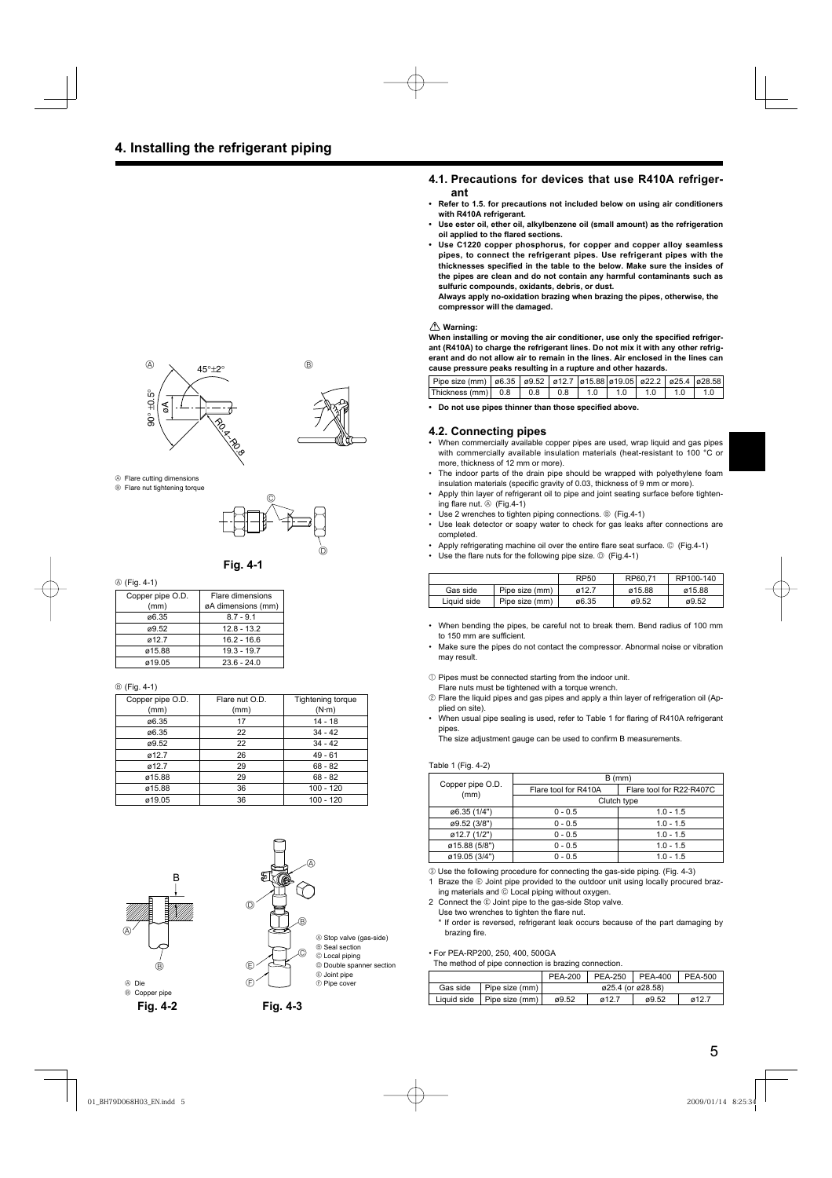# 4. Installing the refrigerant piping

Ⓐ Flare cutting dimensions
Ⓑ Flare nut tightening torque

**Fig. 4-1**

Ⓐ (Fig. 4-1)

| Copper pipe O.D. (mm) | Flare dimensions øA dimensions (mm) |
|---|---|
| ø6.35 | 8.7 - 9.1 |
| ø9.52 | 12.8 - 13.2 |
| ø12.7 | 16.2 - 16.6 |
| ø15.88 | 19.3 - 19.7 |
| ø19.05 | 23.6 - 24.0 |

Ⓑ (Fig. 4-1)

| Copper pipe O.D. (mm) | Flare nut O.D. (mm) | Tightening torque (N·m) |
|---|---|---|
| ø6.35 | 17 | 14 - 18 |
| ø6.35 | 22 | 34 - 42 |
| ø9.52 | 22 | 34 - 42 |
| ø12.7 | 26 | 49 - 61 |
| ø12.7 | 29 | 68 - 82 |
| ø15.88 | 29 | 68 - 82 |
| ø15.88 | 36 | 100 - 120 |
| ø19.05 | 36 | 100 - 120 |

Ⓐ Die
Ⓑ Copper pipe

**Fig. 4-2**

Ⓐ Stop valve (gas-side)
Ⓑ Seal section
Ⓒ Local piping
Ⓓ Double spanner section
Ⓔ Joint pipe
Ⓕ Pipe cover

**Fig. 4-3**

## 4.1. Precautions for devices that use R410A refrigerant

- **Refer to 1.5. for precautions not included below on using air conditioners with R410A refrigerant.**
- **Use ester oil, ether oil, alkylbenzene oil (small amount) as the refrigeration oil applied to the flared sections.**
- **Use C1220 copper phosphorus, for copper and copper alloy seamless pipes, to connect the refrigerant pipes. Use refrigerant pipes with the thicknesses specified in the table to the below. Make sure the insides of the pipes are clean and do not contain any harmful contaminants such as sulfuric compounds, oxidants, debris, or dust.**
  **Always apply no-oxidation brazing when brazing the pipes, otherwise, the compressor will be damaged.**

⚠ **Warning:**
**When installing or moving the air conditioner, use only the specified refrigerant (R410A) to charge the refrigerant lines. Do not mix it with any other refrigerant and do not allow air to remain in the lines. Air enclosed in the lines can cause pressure peaks resulting in a rupture and other hazards.**

| Pipe size (mm) | ø6.35 | ø9.52 | ø12.7 | ø15.88 | ø19.05 | ø22.2 | ø25.4 | ø28.58 |
|---|---|---|---|---|---|---|---|---|
| Thickness (mm) | 0.8 | 0.8 | 0.8 | 1.0 | 1.0 | 1.0 | 1.0 | 1.0 |

- **Do not use pipes thinner than those specified above.**

## 4.2. Connecting pipes

- When commercially available copper pipes are used, wrap liquid and gas pipes with commercially available insulation materials (heat-resistant to 100 °C or more, thickness of 12 mm or more).
- The indoor parts of the drain pipe should be wrapped with polyethylene foam insulation materials (specific gravity of 0.03, thickness of 9 mm or more).
- Apply thin layer of refrigerant oil to pipe and joint seating surface before tightening flare nut. Ⓐ (Fig.4-1)
- Use 2 wrenches to tighten piping connections. Ⓑ (Fig.4-1)
- Use leak detector or soapy water to check for gas leaks after connections are completed.
- Apply refrigerating machine oil over the entire flare seat surface. Ⓒ (Fig.4-1)
- Use the flare nuts for the following pipe size. Ⓓ (Fig.4-1)

| | | RP50 | RP60,71 | RP100-140 |
|---|---|---|---|---|
| Gas side | Pipe size (mm) | ø12.7 | ø15.88 | ø15.88 |
| Liquid side | Pipe size (mm) | ø6.35 | ø9.52 | ø9.52 |

- When bending the pipes, be careful not to break them. Bend radius of 100 mm to 150 mm are sufficient.
- Make sure the pipes do not contact the compressor. Abnormal noise or vibration may result.

① Pipes must be connected starting from the indoor unit.
Flare nuts must be tightened with a torque wrench.
② Flare the liquid pipes and gas pipes and apply a thin layer of refrigeration oil (Applied on site).
- When usual pipe sealing is used, refer to Table 1 for flaring of R410A refrigerant pipes.
  The size adjustment gauge can be used to confirm B measurements.

Table 1 (Fig. 4-2)

| Copper pipe O.D. (mm) | B (mm) | |
|---|---|---|
| | Flare tool for R410A | Flare tool for R22·R407C |
| | Clutch type | |
| ø6.35 (1/4") | 0 - 0.5 | 1.0 - 1.5 |
| ø9.52 (3/8") | 0 - 0.5 | 1.0 - 1.5 |
| ø12.7 (1/2") | 0 - 0.5 | 1.0 - 1.5 |
| ø15.88 (5/8") | 0 - 0.5 | 1.0 - 1.5 |
| ø19.05 (3/4") | 0 - 0.5 | 1.0 - 1.5 |

③ Use the following procedure for connecting the gas-side piping. (Fig. 4-3)
1. Braze the Ⓔ Joint pipe provided to the outdoor unit using locally procured brazing materials and Ⓒ Local piping without oxygen.
2. Connect the Ⓔ Joint pipe to the gas-side Stop valve.
   Use two wrenches to tighten the flare nut.
   * If order is reversed, refrigerant leak occurs because of the part damaging by brazing fire.

• For PEA-RP200, 250, 400, 500GA
The method of pipe connection is brazing connection.

| | | PEA-200 | PEA-250 | PEA-400 | PEA-500 |
|---|---|---|---|---|---|
| Gas side | Pipe size (mm) | ø25.4 (or ø28.58) | | | |
| Liquid side | Pipe size (mm) | ø9.52 | ø12.7 | ø9.52 | ø12.7 |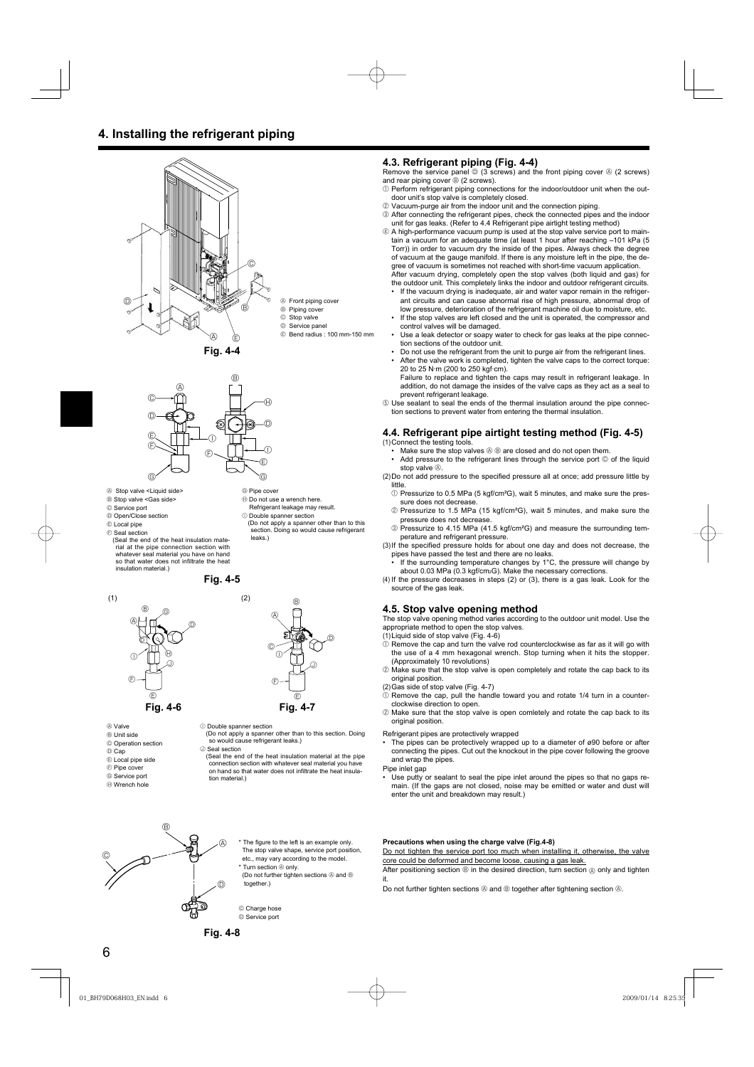# 4. Installing the refrigerant piping

Fig. 4-4

Ⓐ Front piping cover
Ⓑ Piping cover
Ⓒ Stop valve
Ⓓ Service panel
Ⓔ Bend radius : 100 mm-150 mm

Fig. 4-5

Ⓐ Stop valve <Liquid side>
Ⓑ Stop valve <Gas side>
Ⓒ Service port
Ⓓ Open/Close section
Ⓔ Local pipe
Ⓕ Seal section
(Seal the end of the heat insulation material at the pipe connection section with whatever seal material you have on hand so that water does not infiltrate the heat insulation material.)
Ⓖ Pipe cover
Ⓗ Do not use a wrench here.
Refrigerant leakage may result.
Ⓘ Double spanner section
(Do not apply a spanner other than to this section. Doing so would cause refrigerant leaks.)

Fig. 4-6

Fig. 4-7

Ⓐ Valve
Ⓑ Unit side
Ⓒ Operation section
Ⓓ Cap
Ⓔ Local pipe side
Ⓕ Pipe cover
Ⓖ Service port
Ⓗ Wrench hole
Ⓘ Double spanner section
(Do not apply a spanner other than to this section. Doing so would cause refrigerant leaks.)
Ⓙ Seal section
(Seal the end of the heat insulation material at the pipe connection section with whatever seal material you have on hand so that water does not infiltrate the heat insulation material.)

## 4.3. Refrigerant piping (Fig. 4-4)

Remove the service panel Ⓓ (3 screws) and the front piping cover Ⓐ (2 screws) and rear piping cover Ⓑ (2 screws).

① Perform refrigerant piping connections for the indoor/outdoor unit when the outdoor unit's stop valve is completely closed.
② Vacuum-purge air from the indoor unit and the connection piping.
③ After connecting the refrigerant pipes, check the connected pipes and the indoor unit for gas leaks. (Refer to 4.4 Refrigerant pipe airtight testing method)
④ A high-performance vacuum pump is used at the stop valve service port to maintain a vacuum for an adequate time (at least 1 hour after reaching –101 kPa (5 Torr)) in order to vacuum dry the inside of the pipes. Always check the degree of vacuum at the gauge manifold. If there is any moisture left in the pipe, the degree of vacuum is sometimes not reached with short-time vacuum application.
After vacuum drying, completely open the stop valves (both liquid and gas) for the outdoor unit. This completely links the indoor and outdoor refrigerant circuits.
- If the vacuum drying is inadequate, air and water vapor remain in the refrigerant circuits and can cause abnormal rise of high pressure, abnormal drop of low pressure, deterioration of the refrigerant machine oil due to moisture, etc.
- If the stop valves are left closed and the unit is operated, the compressor and control valves will be damaged.
- Use a leak detector or soapy water to check for gas leaks at the pipe connection sections of the outdoor unit.
- Do not use the refrigerant from the unit to purge air from the refrigerant lines.
- After the valve work is completed, tighten the valve caps to the correct torque: 20 to 25 N·m (200 to 250 kgf·cm).
Failure to replace and tighten the caps may result in refrigerant leakage. In addition, do not damage the insides of the valve caps as they act as a seal to prevent refrigerant leakage.

⑤ Use sealant to seal the ends of the thermal insulation around the pipe connection sections to prevent water from entering the thermal insulation.

## 4.4. Refrigerant pipe airtight testing method (Fig. 4-5)

(1) Connect the testing tools.
- Make sure the stop valves Ⓐ Ⓑ are closed and do not open them.
- Add pressure to the refrigerant lines through the service port Ⓒ of the liquid stop valve Ⓐ.

(2) Do not add pressure to the specified pressure all at once; add pressure little by little.
① Pressurize to 0.5 MPa (5 kgf/cm²G), wait 5 minutes, and make sure the pressure does not decrease.
② Pressurize to 1.5 MPa (15 kgf/cm²G), wait 5 minutes, and make sure the pressure does not decrease.
③ Pressurize to 4.15 MPa (41.5 kgf/cm²G) and measure the surrounding temperature and refrigerant pressure.

(3) If the specified pressure holds for about one day and does not decrease, the pipes have passed the test and there are no leaks.
- If the surrounding temperature changes by 1°C, the pressure will change by about 0.03 MPa (0.3 kgf/cm²G). Make the necessary corrections.

(4) If the pressure decreases in steps (2) or (3), there is a gas leak. Look for the source of the gas leak.

## 4.5. Stop valve opening method

The stop valve opening method varies according to the outdoor unit model. Use the appropriate method to open the stop valves.

(1) Liquid side of stop valve (Fig. 4-6)
① Remove the cap and turn the valve rod counterclockwise as far as it will go with the use of a 4 mm hexagonal wrench. Stop turning when it hits the stopper. (Approximately 10 revolutions)
② Make sure that the stop valve is open completely and rotate the cap back to its original position.

(2) Gas side of stop valve (Fig. 4-7)
① Remove the cap, pull the handle toward you and rotate 1/4 turn in a counterclockwise direction to open.
② Make sure that the stop valve is open comletely and rotate the cap back to its original position.

Refrigerant pipes are protectively wrapped
- The pipes can be protectively wrapped up to a diameter of ø90 before or after connecting the pipes. Cut out the knockout in the pipe cover following the groove and wrap the pipes.

Pipe inlet gap
- Use putty or sealant to seal the pipe inlet around the pipes so that no gaps remain. (If the gaps are not closed, noise may be emitted or water and dust will enter the unit and breakdown may result.)

Fig. 4-8

* The figure to the left is an example only. The stop valve shape, service port position, etc., may vary according to the model.
* Turn section Ⓐ only.
(Do not further tighten sections Ⓐ and Ⓑ together.)

Ⓒ Charge hose
Ⓓ Service port

**Precautions when using the charge valve (Fig.4-8)**

Do not tighten the service port too much when installing it, otherwise, the valve core could be deformed and become loose, causing a gas leak.

After positioning section Ⓑ in the desired direction, turn section Ⓐ only and tighten it.

Do not further tighten sections Ⓐ and Ⓑ together after tightening section Ⓐ.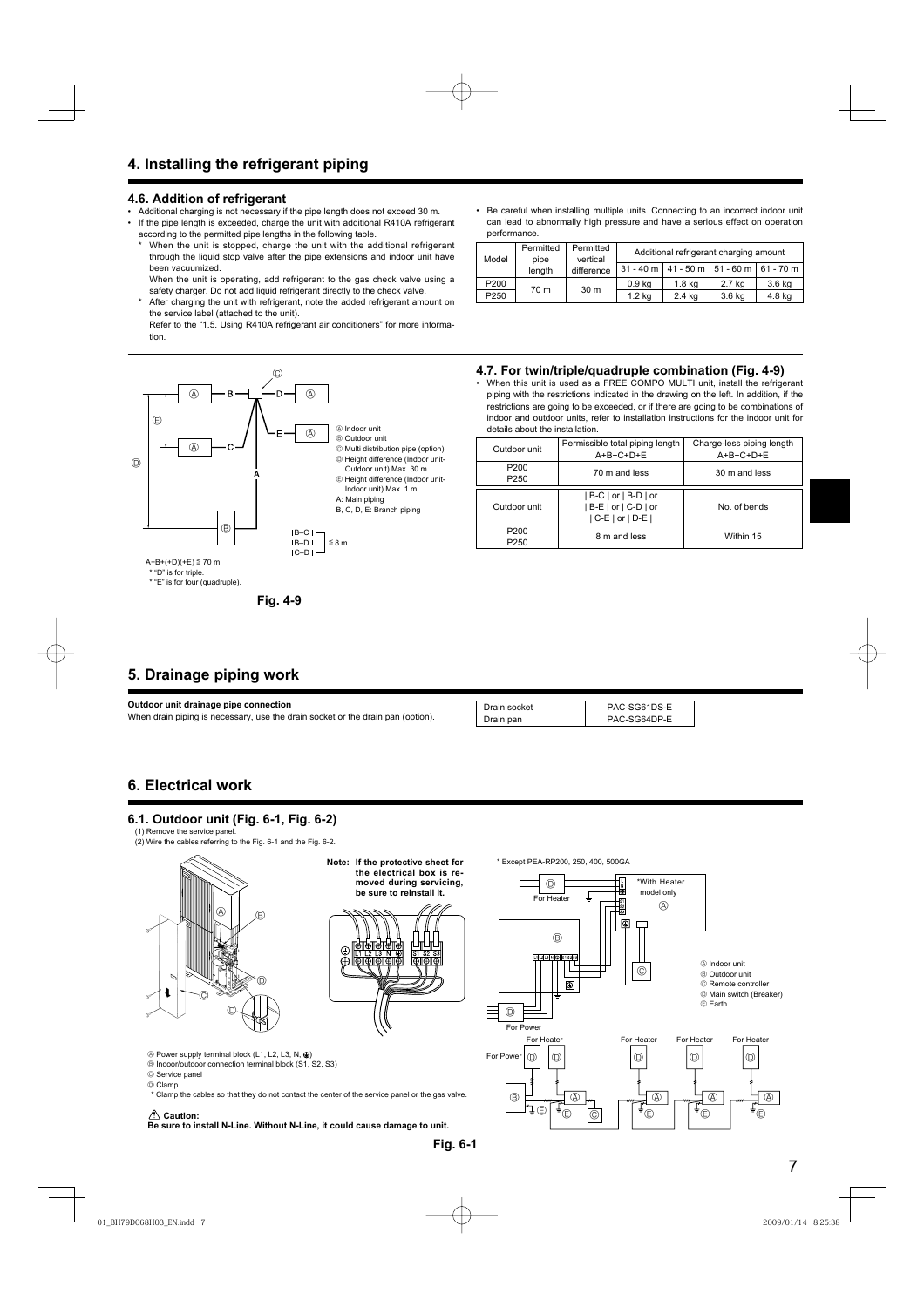# 4. Installing the refrigerant piping

## 4.6. Addition of refrigerant

- Additional charging is not necessary if the pipe length does not exceed 30 m.
- If the pipe length is exceeded, charge the unit with additional R410A refrigerant according to the permitted pipe lengths in the following table.
  - * When the unit is stopped, charge the unit with the additional refrigerant through the liquid stop valve after the pipe extensions and indoor unit have been vacuumized.
    When the unit is operating, add refrigerant to the gas check valve using a safety charger. Do not add liquid refrigerant directly to the check valve.
  - * After charging the unit with refrigerant, note the added refrigerant amount on the service label (attached to the unit).
    Refer to the "1.5. Using R410A refrigerant air conditioners" for more information.
- Be careful when installing multiple units. Connecting to an incorrect indoor unit can lead to abnormally high pressure and have a serious effect on operation performance.

| Model | Permitted pipe length | Permitted vertical difference | Additional refrigerant charging amount | | | |
|---|---|---|---|---|---|---|
| | | | 31 - 40 m | 41 - 50 m | 51 - 60 m | 61 - 70 m |
| P200 | 70 m | 30 m | 0.9 kg | 1.8 kg | 2.7 kg | 3.6 kg |
| P250 | | | 1.2 kg | 2.4 kg | 3.6 kg | 4.8 kg |

Ⓐ Indoor unit
Ⓑ Outdoor unit
Ⓒ Multi distribution pipe (option)
Ⓓ Height difference (Indoor unit-Outdoor unit) Max. 30 m
Ⓔ Height difference (Indoor unit-Indoor unit) Max. 1 m
A: Main piping
B, C, D, E: Branch piping

|B–C| |B–D| |C–D| ≦ 8 m

A+B+(+D)(+E) ≦ 70 m
* "D" is for triple.
* "E" is for four (quadruple).

Fig. 4-9

## 4.7. For twin/triple/quadruple combination (Fig. 4-9)

- When this unit is used as a FREE COMPO MULTI unit, install the refrigerant piping with the restrictions indicated in the drawing on the left. In addition, if the restrictions are going to be exceeded, or if there are going to be combinations of indoor and outdoor units, refer to installation instructions for the indoor unit for details about the installation.

| Outdoor unit | Permissible total piping length A+B+C+D+E | Charge-less piping length A+B+C+D+E |
|---|---|---|
| P200 P250 | 70 m and less | 30 m and less |

| Outdoor unit | \| B-C \| or \| B-D \| or \| B-E \| or \| C-D \| or \| C-E \| or \| D-E \| | No. of bends |
|---|---|---|
| P200 P250 | 8 m and less | Within 15 |

# 5. Drainage piping work

**Outdoor unit drainage pipe connection**
When drain piping is necessary, use the drain socket or the drain pan (option).

| Drain socket | PAC-SG61DS-E |
|---|---|
| Drain pan | PAC-SG64DP-E |

# 6. Electrical work

## 6.1. Outdoor unit (Fig. 6-1, Fig. 6-2)

(1) Remove the service panel.
(2) Wire the cables referring to the Fig. 6-1 and the Fig. 6-2.

**Note: If the protective sheet for the electrical box is removed during servicing, be sure to reinstall it.**

Ⓐ Power supply terminal block (L1, L2, L3, N, ⏚)
Ⓑ Indoor/outdoor connection terminal block (S1, S2, S3)
Ⓒ Service panel
Ⓓ Clamp
* Clamp the cables so that they do not contact the center of the service panel or the gas valve.

⚠ **Caution:**
**Be sure to install N-Line. Without N-Line, it could cause damage to unit.**

* Except PEA-RP200, 250, 400, 500GA

*With Heater model only

For Heater
For Power

Ⓐ Indoor unit
Ⓑ Outdoor unit
Ⓒ Remote controller
Ⓓ Main switch (Breaker)
Ⓔ Earth

Fig. 6-1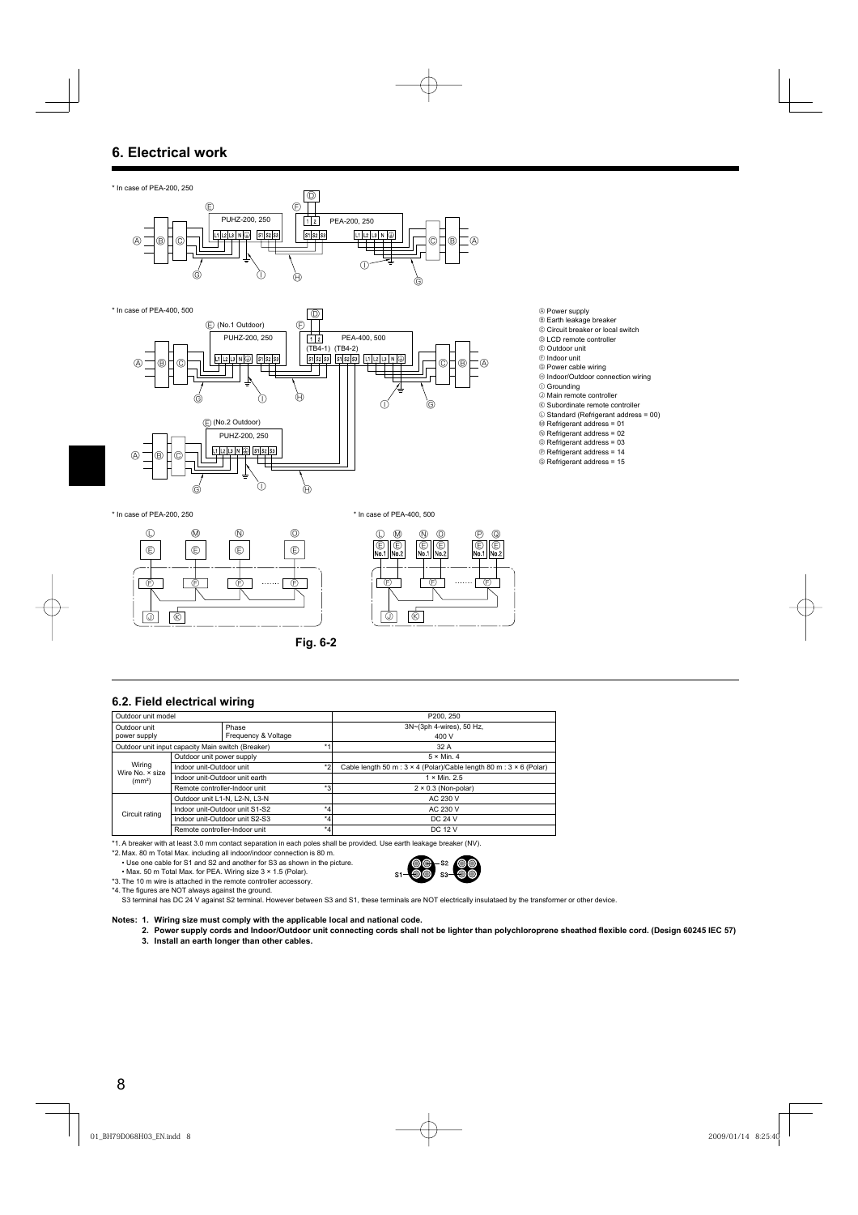## 6. Electrical work

* In case of PEA-200, 250

* In case of PEA-400, 500

Ⓐ Power supply
Ⓑ Earth leakage breaker
Ⓒ Circuit breaker or local switch
Ⓓ LCD remote controller
Ⓔ Outdoor unit
Ⓕ Indoor unit
Ⓖ Power cable wiring
Ⓗ Indoor/Outdoor connection wiring
Ⓘ Grounding
Ⓙ Main remote controller
Ⓚ Subordinate remote controller
Ⓛ Standard (Refrigerant address = 00)
Ⓜ Refrigerant address = 01
Ⓝ Refrigerant address = 02
Ⓞ Refrigerant address = 03
Ⓟ Refrigerant address = 14
Ⓠ Refrigerant address = 15

* In case of PEA-200, 250

* In case of PEA-400, 500

Fig. 6-2

### 6.2. Field electrical wiring

| Outdoor unit model | | | P200, 250 |
|---|---|---|---|
| Outdoor unit power supply | Phase Frequency & Voltage | | 3N~(3ph 4-wires), 50 Hz, 400 V |
| Outdoor unit input capacity Main switch (Breaker) | | *1 | 32 A |
| Wiring Wire No. × size (mm²) | Outdoor unit power supply | | 5 × Min. 4 |
| | Indoor unit-Outdoor unit | *2 | Cable length 50 m : 3 × 4 (Polar)/Cable length 80 m : 3 × 6 (Polar) |
| | Indoor unit-Outdoor unit earth | | 1 × Min. 2.5 |
| | Remote controller-Indoor unit | *3 | 2 × 0.3 (Non-polar) |
| Circuit rating | Outdoor unit L1-N, L2-N, L3-N | | AC 230 V |
| | Indoor unit-Outdoor unit S1-S2 | *4 | AC 230 V |
| | Indoor unit-Outdoor unit S2-S3 | *4 | DC 24 V |
| | Remote controller-Indoor unit | *4 | DC 12 V |

*1. A breaker with at least 3.0 mm contact separation in each poles shall be provided. Use earth leakage breaker (NV).

*2. Max. 80 m Total Max. including all indoor/indoor connection is 80 m.
- Use one cable for S1 and S2 and another for S3 as shown in the picture.
- Max. 50 m Total Max. for PEA. Wiring size 3 × 1.5 (Polar).

*3. The 10 m wire is attached in the remote controller accessory.

*4. The figures are NOT always against the ground.
S3 terminal has DC 24 V against S2 terminal. However between S3 and S1, these terminals are NOT electrically insulataed by the transformer or other device.

**Notes: 1. Wiring size must comply with the applicable local and national code.**
**2. Power supply cords and Indoor/Outdoor unit connecting cords shall not be lighter than polychloroprene sheathed flexible cord. (Design 60245 IEC 57)**
**3. Install an earth longer than other cables.**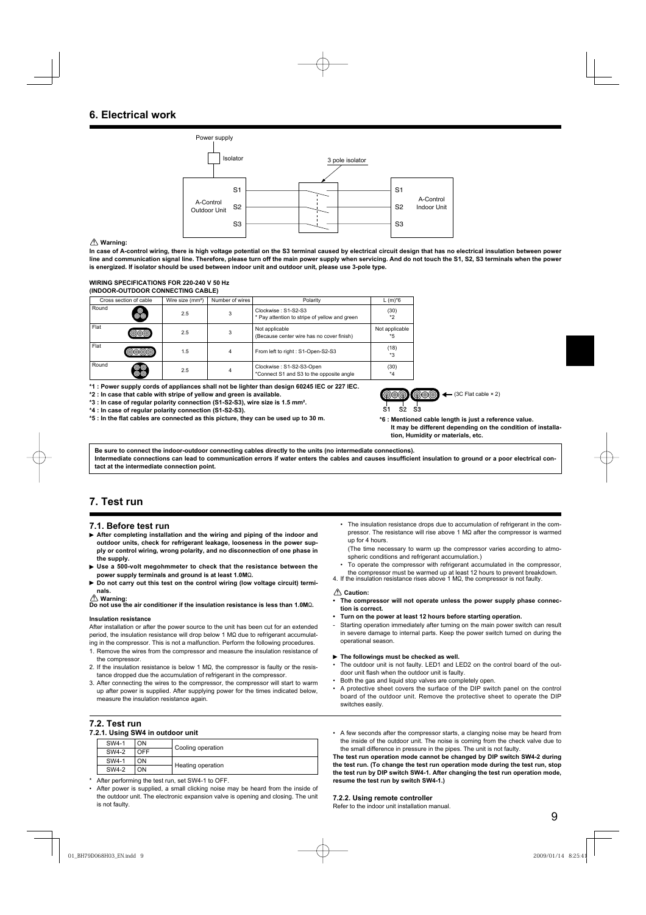## 6. Electrical work

Power supply

Isolator

3 pole isolator

A-Control Outdoor Unit S1 S2 S3

A-Control Indoor Unit S1 S2 S3

⚠ **Warning:**

**In case of A-control wiring, there is high voltage potential on the S3 terminal caused by electrical circuit design that has no electrical insulation between power line and communication signal line. Therefore, please turn off the main power supply when servicing. And do not touch the S1, S2, S3 terminals when the power is energized. If isolator should be used between indoor unit and outdoor unit, please use 3-pole type.**

**WIRING SPECIFICATIONS FOR 220-240 V 50 Hz**
**(INDOOR-OUTDOOR CONNECTING CABLE)**

| Cross section of cable | Wire size (mm²) | Number of wires | Polarity | L (m)*6 |
|---|---|---|---|---|
| Round | 2.5 | 3 | Clockwise : S1-S2-S3<br>* Pay attention to stripe of yellow and green | (30)<br>*2 |
| Flat | 2.5 | 3 | Not applicable<br>(Because center wire has no cover finish) | Not applicable<br>*5 |
| Flat | 1.5 | 4 | From left to right : S1-Open-S2-S3 | (18)<br>*3 |
| Round | 2.5 | 4 | Clockwise : S1-S2-S3-Open<br>*Connect S1 and S3 to the opposite angle | (30)<br>*4 |

**\*1 : Power supply cords of appliances shall not be lighter than design 60245 IEC or 227 IEC.**

**\*2 : In case that cable with stripe of yellow and green is available.**

**\*3 : In case of regular polarity connection (S1-S2-S3), wire size is 1.5 mm².**

**\*4 : In case of regular polarity connection (S1-S2-S3).**

**\*5 : In the flat cables are connected as this picture, they can be used up to 30 m.**

(3C Flat cable × 2)

S1 S2 S3

**\*6 : Mentioned cable length is just a reference value.**
**It may be different depending on the condition of installation, Humidity or materials, etc.**

**Be sure to connect the indoor-outdoor connecting cables directly to the units (no intermediate connections).**
**Intermediate connections can lead to communication errors if water enters the cables and causes insufficient insulation to ground or a poor electrical contact at the intermediate connection point.**

## 7. Test run

### 7.1. Before test run

- ▶ **After completing installation and the wiring and piping of the indoor and outdoor units, check for refrigerant leakage, looseness in the power supply or control wiring, wrong polarity, and no disconnection of one phase in the supply.**
- ▶ **Use a 500-volt megohmmeter to check that the resistance between the power supply terminals and ground is at least 1.0MΩ.**
- ▶ **Do not carry out this test on the control wiring (low voltage circuit) terminals.**

⚠ **Warning:**
**Do not use the air conditioner if the insulation resistance is less than 1.0MΩ.**

**Insulation resistance**

After installation or after the power source to the unit has been cut for an extended period, the insulation resistance will drop below 1 MΩ due to refrigerant accumulating in the compressor. This is not a malfunction. Perform the following procedures.

1. Remove the wires from the compressor and measure the insulation resistance of the compressor.
2. If the insulation resistance is below 1 MΩ, the compressor is faulty or the resistance dropped due the accumulation of refrigerant in the compressor.
3. After connecting the wires to the compressor, the compressor will start to warm up after power is supplied. After supplying power for the times indicated below, measure the insulation resistance again.
   - The insulation resistance drops due to accumulation of refrigerant in the compressor. The resistance will rise above 1 MΩ after the compressor is warmed up for 4 hours.
     (The time necessary to warm up the compressor varies according to atmospheric conditions and refrigerant accumulation.)
   - To operate the compressor with refrigerant accumulated in the compressor, the compressor must be warmed up at least 12 hours to prevent breakdown.
4. If the insulation resistance rises above 1 MΩ, the compressor is not faulty.

⚠ **Caution:**

- **The compressor will not operate unless the power supply phase connection is correct.**
- **Turn on the power at least 12 hours before starting operation.**
- Starting operation immediately after turning on the main power switch can result in severe damage to internal parts. Keep the power switch turned on during the operational season.

▶ **The followings must be checked as well.**

- The outdoor unit is not faulty. LED1 and LED2 on the control board of the outdoor unit flash when the outdoor unit is faulty.
- Both the gas and liquid stop valves are completely open.
- A protective sheet covers the surface of the DIP switch panel on the control board of the outdoor unit. Remove the protective sheet to operate the DIP switches easily.

### 7.2. Test run

#### 7.2.1. Using SW4 in outdoor unit

| | | |
|---|---|---|
| SW4-1 | ON | Cooling operation |
| SW4-2 | OFF | |
| SW4-1 | ON | Heating operation |
| SW4-2 | ON | |

\* After performing the test run, set SW4-1 to OFF.

- After power is supplied, a small clicking noise may be heard from the inside of the outdoor unit. The electronic expansion valve is opening and closing. The unit is not faulty.
- A few seconds after the compressor starts, a clanging noise may be heard from the inside of the outdoor unit. The noise is coming from the check valve due to the small difference in pressure in the pipes. The unit is not faulty.

**The test run operation mode cannot be changed by DIP switch SW4-2 during the test run. (To change the test run operation mode during the test run, stop the test run by DIP switch SW4-1. After changing the test run operation mode, resume the test run by switch SW4-1.)**

#### 7.2.2. Using remote controller

Refer to the indoor unit installation manual.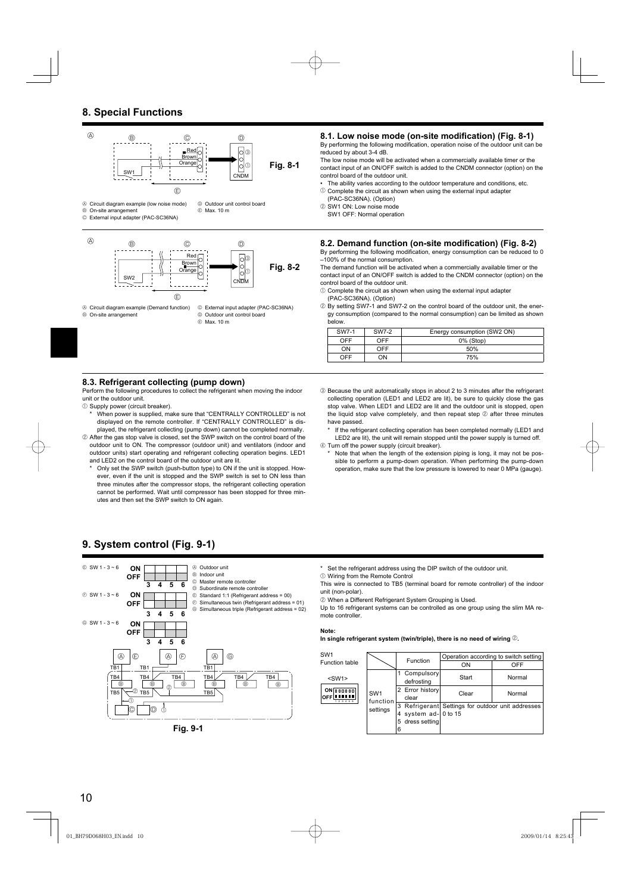# 8. Special Functions

Ⓐ Circuit diagram example (low noise mode)
Ⓑ On-site arrangement
Ⓒ External input adapter (PAC-SC36NA)
Ⓓ Outdoor unit control board
Ⓔ Max. 10 m

Fig. 8-1

## 8.1. Low noise mode (on-site modification) (Fig. 8-1)

By performing the following modification, operation noise of the outdoor unit can be reduced by about 3-4 dB.

The low noise mode will be activated when a commercially available timer or the contact input of an ON/OFF switch is added to the CNDM connector (option) on the control board of the outdoor unit.

- The ability varies according to the outdoor temperature and conditions, etc.

① Complete the circuit as shown when using the external input adapter (PAC-SC36NA). (Option)

② SW1 ON: Low noise mode
SW1 OFF: Normal operation

Ⓐ Circuit diagram example (Demand function)
Ⓑ On-site arrangement
Ⓒ External input adapter (PAC-SC36NA)
Ⓓ Outdoor unit control board
Ⓔ Max. 10 m

Fig. 8-2

## 8.2. Demand function (on-site modification) (Fig. 8-2)

By performing the following modification, energy consumption can be reduced to 0 –100% of the normal consumption.

The demand function will be activated when a commercially available timer or the contact input of an ON/OFF switch is added to the CNDM connector (option) on the control board of the outdoor unit.

① Complete the circuit as shown when using the external input adapter (PAC-SC36NA). (Option)

② By setting SW7-1 and SW7-2 on the control board of the outdoor unit, the energy consumption (compared to the normal consumption) can be limited as shown below.

| SW7-1 | SW7-2 | Energy consumption (SW2 ON) |
|---|---|---|
| OFF | OFF | 0% (Stop) |
| ON | OFF | 50% |
| OFF | ON | 75% |

## 8.3. Refrigerant collecting (pump down)

Perform the following procedures to collect the refrigerant when moving the indoor unit or the outdoor unit.

① Supply power (circuit breaker).
 * When power is supplied, make sure that "CENTRALLY CONTROLLED" is not displayed on the remote controller. If "CENTRALLY CONTROLLED" is displayed, the refrigerant collecting (pump down) cannot be completed normally.

② After the gas stop valve is closed, set the SWP switch on the control board of the outdoor unit to ON. The compressor (outdoor unit) and ventilators (indoor and outdoor units) start operating and refrigerant collecting operation begins. LED1 and LED2 on the control board of the outdoor unit are lit.
 * Only set the SWP switch (push-button type) to ON if the unit is stopped. However, even if the unit is stopped and the SWP switch is set to ON less than three minutes after the compressor stops, the refrigerant collecting operation cannot be performed. Wait until compressor has been stopped for three minutes and then set the SWP switch to ON again.

③ Because the unit automatically stops in about 2 to 3 minutes after the refrigerant collecting operation (LED1 and LED2 are lit), be sure to quickly close the gas stop valve. When LED1 and LED2 are lit and the outdoor unit is stopped, open the liquid stop valve completely, and then repeat step ② after three minutes have passed.
 * If the refrigerant collecting operation has been completed normally (LED1 and LED2 are lit), the unit will remain stopped until the power supply is turned off.

④ Turn off the power supply (circuit breaker).
 * Note that when the length of the extension piping is long, it may not be possible to perform a pump-down operation. When performing the pump-down operation, make sure that the low pressure is lowered to near 0 MPa (gauge).

# 9. System control (Fig. 9-1)

Ⓐ Outdoor unit
Ⓑ Indoor unit
Ⓒ Master remote controller
Ⓓ Subordinate remote controller
Ⓔ Standard 1:1 (Refrigerant address = 00)
Ⓕ Simultaneous twin (Refrigerant address = 01)
Ⓖ Simultaneous triple (Refrigerant address = 02)

Fig. 9-1

* Set the refrigerant address using the DIP switch of the outdoor unit.

① Wiring from the Remote Control

This wire is connected to TB5 (terminal board for remote controller) of the indoor unit (non-polar).

② When a Different Refrigerant System Grouping is Used.

Up to 16 refrigerant systems can be controlled as one group using the slim MA remote controller.

**Note:**

**In single refrigerant system (twin/triple), there is no need of wiring ②.**

SW1 Function table

<SW1>

| | Function | Operation according to switch setting | |
|---|---|---|---|
| | | ON | OFF |
| SW1 function settings | 1 Compulsory defrosting | Start | Normal |
| | 2 Error history clear | Clear | Normal |
| | 3 4 5 6 Refrigerant system address setting | Settings for outdoor unit addresses 0 to 15 | |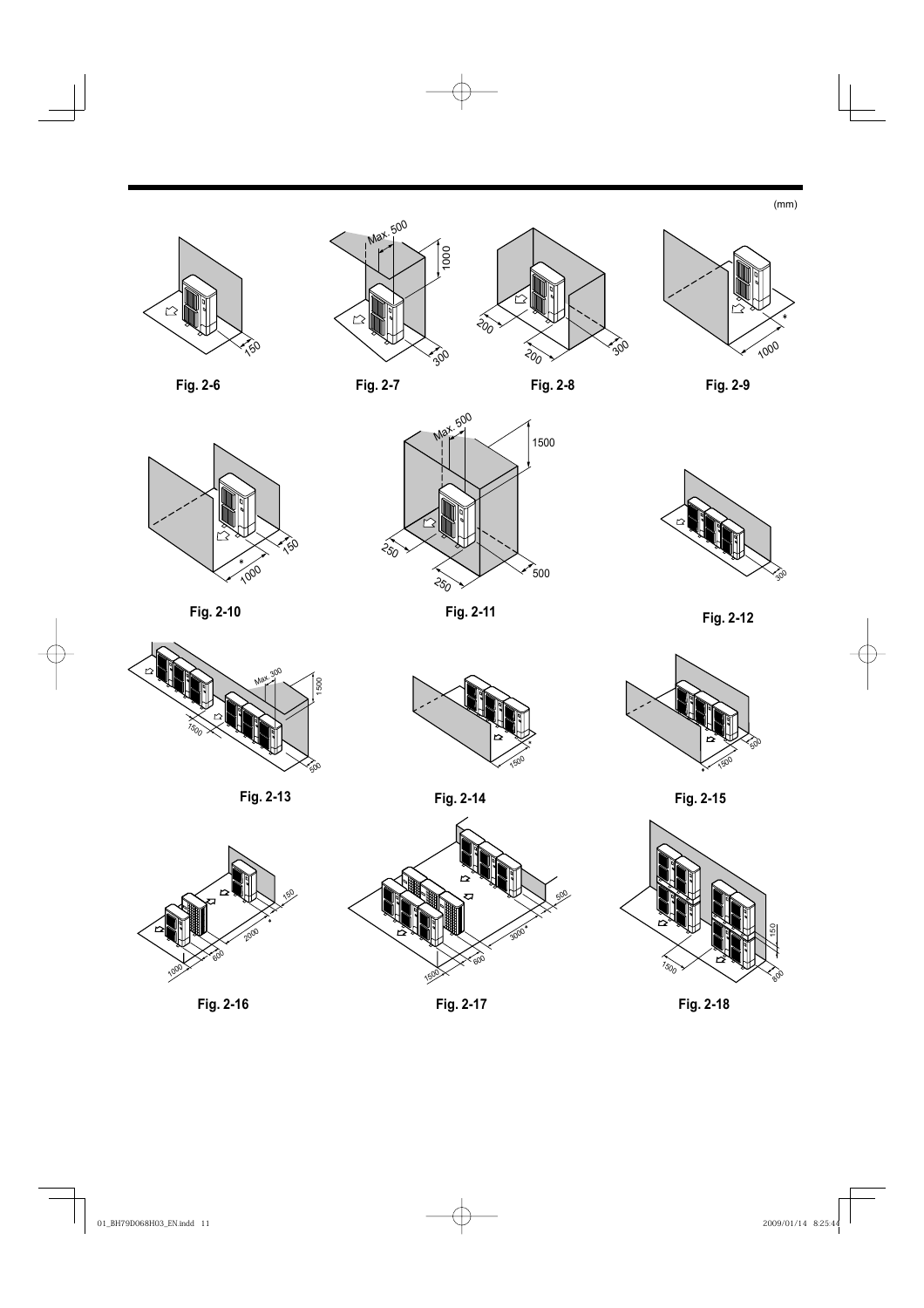(mm)

Fig. 2-6

Fig. 2-7

Fig. 2-8

Fig. 2-9

Fig. 2-10

Fig. 2-11

Fig. 2-12

Fig. 2-13

Fig. 2-14

Fig. 2-15

Fig. 2-16

Fig. 2-17

Fig. 2-18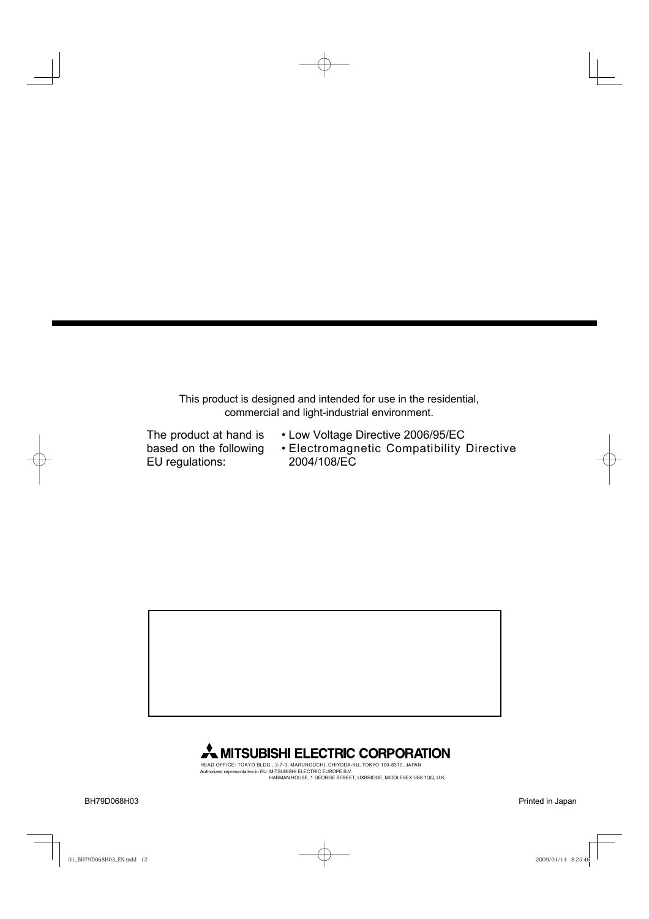This product is designed and intended for use in the residential, commercial and light-industrial environment.

The product at hand is based on the following EU regulations:

- Low Voltage Directive 2006/95/EC
- Electromagnetic Compatibility Directive 2004/108/EC

**MITSUBISHI ELECTRIC CORPORATION**

HEAD OFFICE: TOKYO BLDG., 2-7-3, MARUNOUCHI, CHIYODA-KU, TOKYO 100-8310, JAPAN
Authorized representative in EU: MITSUBISHI ELECTRIC EUROPE B.V.
HARMAN HOUSE, 1 GEORGE STREET, UXBRIDGE, MIDDLESEX UB8 1QQ, U.K.

BH79D068H03

Printed in Japan